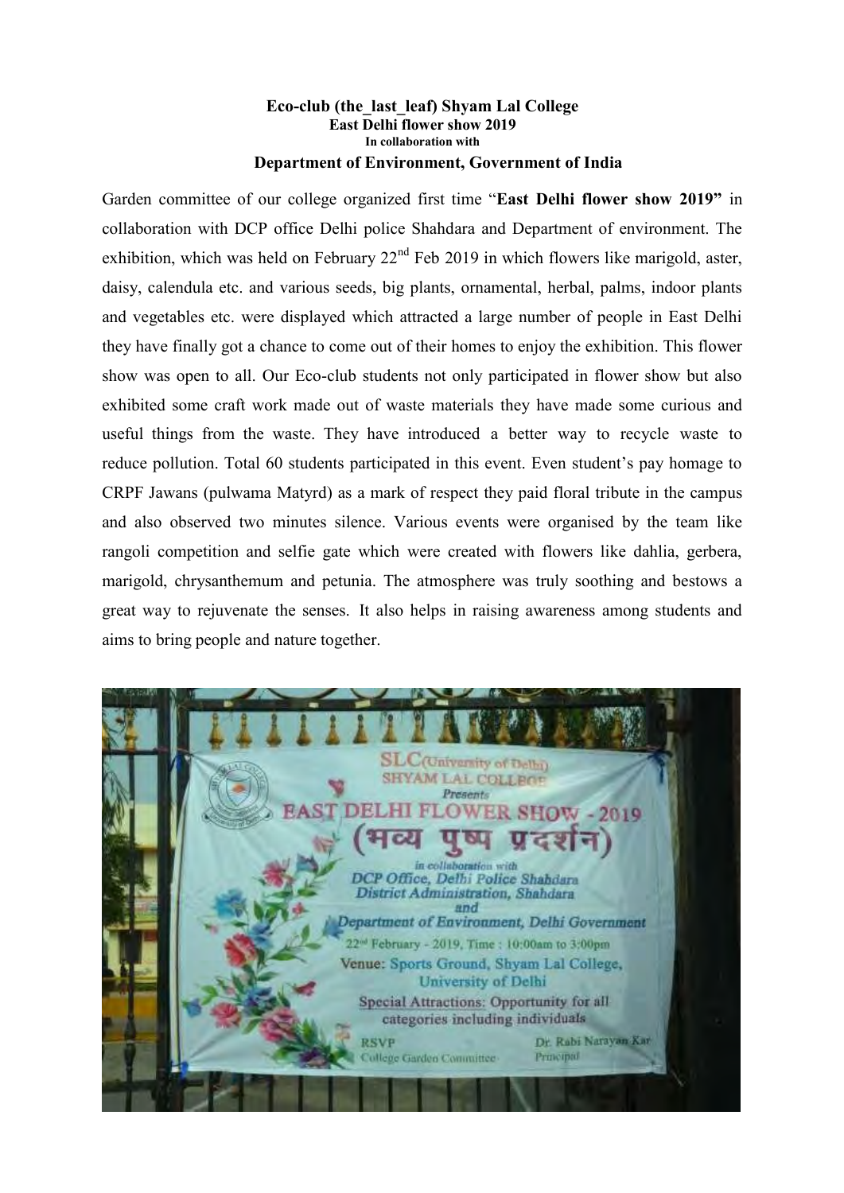**Eco-club (the_last_leaf) Shyam Lal College**

**East Delhi flower show 2019**

**In collaboration with**

**Department of Environment, Government of India**

Garden committee of our college organized first time "**East Delhi flower show 2019**" in collaboration with DCP office Delhi police Shahdara and Department of environment. The exhibition, which was held on February 22nd Feb 2019 in which flowers like marigold, aster, daisy, calendula etc. and various seeds, big plants, ornamental, herbal, palms, indoor plants and vegetables etc. were displayed which attracted a large number of people in East Delhi they have finally got a chance to come out of their homes to enjoy the exhibition. This flower show was open to all. Our Eco-club students not only participated in flower show but also exhibited some craft work made out of waste materials they have made some curious and useful things from the waste. They have introduced a better way to recycle waste to reduce pollution. Total 60 students participated in this event. Even student's pay homage to CRPF Jawans (pulwama Matyrd) as a mark of respect they paid floral tribute in the campus and also observed two minutes silence. Various events were organised by the team like rangoli competition and selfie gate which were created with flowers like dahlia, gerbera, marigold, chrysanthemum and petunia. The atmosphere was truly soothing and bestows a great way to rejuvenate the senses. It also helps in raising awareness among students and aims to bring people and nature together.